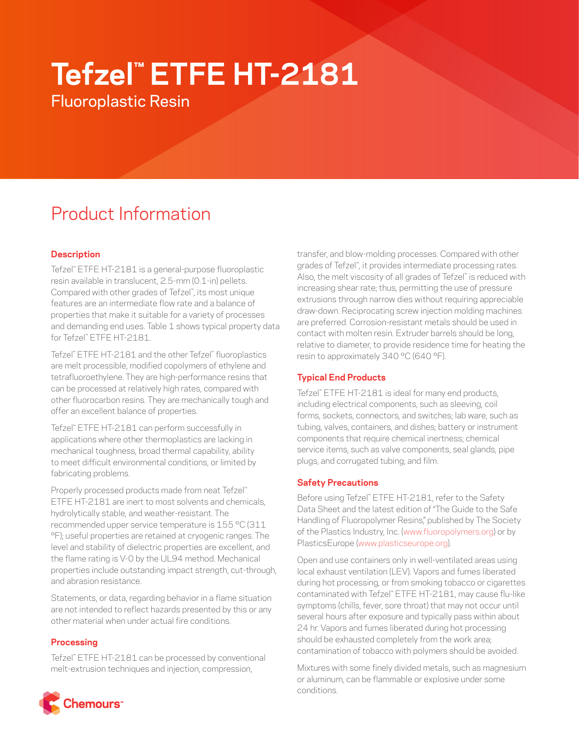# Tefzel™ ETFE HT-2181

Fluoroplastic Resin

## Product Information

### Description

Tefzel™ ETFE HT-2181 is a general-purpose fluoroplastic resin available in translucent, 2.5-mm (0.1-in) pellets. Compared with other grades of Tefzel™, its most unique features are an intermediate flow rate and a balance of properties that make it suitable for a variety of processes and demanding end uses. Table 1 shows typical property data for Tefzel™ ETFE HT-2181.

Tefzel™ ETFE HT-2181 and the other Tefzel™ fluoroplastics are melt processible, modified copolymers of ethylene and tetrafluoroethylene. They are high-performance resins that can be processed at relatively high rates, compared with other fluorocarbon resins. They are mechanically tough and offer an excellent balance of properties.

Tefzel™ ETFE HT-2181 can perform successfully in applications where other thermoplastics are lacking in mechanical toughness, broad thermal capability, ability to meet difficult environmental conditions, or limited by fabricating problems.

Properly processed products made from neat Tefzel™ ETFE HT-2181 are inert to most solvents and chemicals, hydrolytically stable, and weather-resistant. The recommended upper service temperature is 155 °C (311 °F); useful properties are retained at cryogenic ranges. The level and stability of dielectric properties are excellent, and the flame rating is V-0 by the UL94 method. Mechanical properties include outstanding impact strength, cut-through, and abrasion resistance.

Statements, or data, regarding behavior in a flame situation are not intended to reflect hazards presented by this or any other material when under actual fire conditions.

### Processing

Tefzel™ ETFE HT-2181 can be processed by conventional melt-extrusion techniques and injection, compression, transfer, and blow-molding processes. Compared with other grades of Tefzel™, it provides intermediate processing rates. Also, the melt viscosity of all grades of Tefzel™ is reduced with increasing shear rate; thus, permitting the use of pressure extrusions through narrow dies without requiring appreciable draw-down. Reciprocating screw injection molding machines are preferred. Corrosion-resistant metals should be used in contact with molten resin. Extruder barrels should be long, relative to diameter, to provide residence time for heating the resin to approximately 340 °C (640 °F).

### Typical End Products

Tefzel™ ETFE HT-2181 is ideal for many end products, including electrical components, such as sleeving, coil forms, sockets, connectors, and switches; lab ware, such as tubing, valves, containers, and dishes; battery or instrument components that require chemical inertness; chemical service items, such as valve components, seal glands, pipe plugs, and corrugated tubing; and film.

### Safety Precautions

Before using Tefzel™ ETFE HT-2181, refer to the Safety Data Sheet and the latest edition of "The Guide to the Safe Handling of Fluoropolymer Resins," published by The Society of the Plastics Industry, Inc. (www.fluoropolymers.org) or by PlasticsEurope (www.plasticseurope.org).

Open and use containers only in well-ventilated areas using local exhaust ventilation (LEV). Vapors and fumes liberated during hot processing, or from smoking tobacco or cigarettes contaminated with Tefzel™ ETFE HT-2181, may cause flu-like symptoms (chills, fever, sore throat) that may not occur until several hours after exposure and typically pass within about 24 hr. Vapors and fumes liberated during hot processing should be exhausted completely from the work area; contamination of tobacco with polymers should be avoided.

Mixtures with some finely divided metals, such as magnesium or aluminum, can be flammable or explosive under some conditions.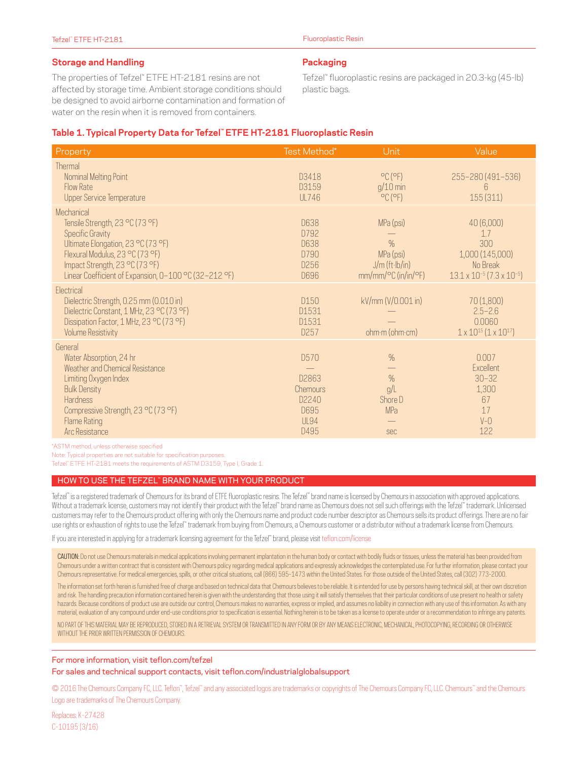## Storage and Handling

The properties of Tefzel™ ETFE HT-2181 resins are not affected by storage time. Ambient storage conditions should be designed to avoid airborne contamination and formation of water on the resin when it is removed from containers.

## Packaging

Tefzel™ fluoroplastic resins are packaged in 20.3-kg (45-lb) plastic bags.

### Table 1. Typical Property Data for Tefzel™ ETFE HT-2181 Fluoroplastic Resin

| Property | Test Method* | Unit | Value |
|---|---|---|---|
| **Thermal** | | | |
| Nominal Melting Point | D3418 | °C (°F) | 255–280 (491–536) |
| Flow Rate | D3159 | g/10 min | 6 |
| Upper Service Temperature | UL746 | °C (°F) | 155 (311) |
| **Mechanical** | | | |
| Tensile Strength, 23 °C (73 °F) | D638 | MPa (psi) | 40 (6,000) |
| Specific Gravity | D792 | — | 1.7 |
| Ultimate Elongation, 23 °C (73 °F) | D638 | % | 300 |
| Flexural Modulus, 23 °C (73 °F) | D790 | MPa (psi) | 1,000 (145,000) |
| Impact Strength, 23 °C (73 °F) | D256 | J/m (ft·lb/in) | No Break |
| Linear Coefficient of Expansion, 0–100 °C (32–212 °F) | D696 | mm/mm/°C (in/in/°F) | $13.1 \times 10^{-5}$ ($7.3 \times 10^{-5}$) |
| **Electrical** | | | |
| Dielectric Strength, 0.25 mm (0.010 in) | D150 | kV/mm (V/0.001 in) | 70 (1,800) |
| Dielectric Constant, 1 MHz, 23 °C (73 °F) | D1531 | — | 2.5–2.6 |
| Dissipation Factor, 1 MHz, 23 °C (73 °F) | D1531 | — | 0.0060 |
| Volume Resistivity | D257 | ohm·m (ohm·cm) | $1 \times 10^{15}$ ($1 \times 10^{17}$) |
| **General** | | | |
| Water Absorption, 24 hr | D570 | % | 0.007 |
| Weather and Chemical Resistance | — | — | Excellent |
| Limiting Oxygen Index | D2863 | % | 30–32 |
| Bulk Density | Chemours | g/L | 1,300 |
| Hardness | D2240 | Shore D | 67 |
| Compressive Strength, 23 °C (73 °F) | D695 | MPa | 17 |
| Flame Rating | UL94 | — | V-0 |
| Arc Resistance | D495 | sec | 122 |

*ASTM method, unless otherwise specified

Note: Typical properties are not suitable for specification purposes.

Tefzel™ ETFE HT-2181 meets the requirements of ASTM D3159, Type I, Grade 1.

## HOW TO USE THE TEFZEL™ BRAND NAME WITH YOUR PRODUCT

Tefzel™ is a registered trademark of Chemours for its brand of ETFE fluoroplastic resins. The Tefzel™ brand name is licensed by Chemours in association with approved applications. Without a trademark license, customers may not identify their product with the Tefzel™ brand name as Chemours does not sell such offerings with the Tefzel™ trademark. Unlicensed customers may refer to the Chemours product offering with only the Chemours name and product code number descriptor as Chemours sells its product offerings. There are no fair use rights or exhaustion of rights to use the Tefzel™ trademark from buying from Chemours, a Chemours customer or a distributor without a trademark license from Chemours.

If you are interested in applying for a trademark licensing agreement for the Tefzel™ brand, please visit teflon.com/license

CAUTION: Do not use Chemours materials in medical applications involving permanent implantation in the human body or contact with bodily fluids or tissues, unless the material has been provided from Chemours under a written contract that is consistent with Chemours policy regarding medical applications and expressly acknowledges the contemplated use. For further information, please contact your Chemours representative. For medical emergencies, spills, or other critical situations, call (866) 595-1473 within the United States. For those outside of the United States, call (302) 773-2000.

The information set forth herein is furnished free of charge and based on technical data that Chemours believes to be reliable. It is intended for use by persons having technical skill, at their own discretion and risk. The handling precaution information contained herein is given with the understanding that those using it will satisfy themselves that their particular conditions of use present no health or safety hazards. Because conditions of product use are outside our control, Chemours makes no warranties, express or implied, and assumes no liability in connection with any use of this information. As with any material, evaluation of any compound under end-use conditions prior to specification is essential. Nothing herein is to be taken as a license to operate under or a recommendation to infringe any patents.

NO PART OF THIS MATERIAL MAY BE REPRODUCED, STORED IN A RETRIEVAL SYSTEM OR TRANSMITTED IN ANY FORM OR BY ANY MEANS ELECTRONIC, MECHANICAL, PHOTOCOPYING, RECORDING OR OTHERWISE WITHOUT THE PRIOR WRITTEN PERMISSION OF CHEMOURS.

For more information, visit teflon.com/tefzel

For sales and technical support contacts, visit teflon.com/industrialglobalsupport

© 2016 The Chemours Company FC, LLC. Teflon™, Tefzel™ and any associated logos are trademarks or copyrights of The Chemours Company FC, LLC. Chemours™ and the Chemours Logo are trademarks of The Chemours Company.

Replaces: K-27428

C-10195 (3/16)